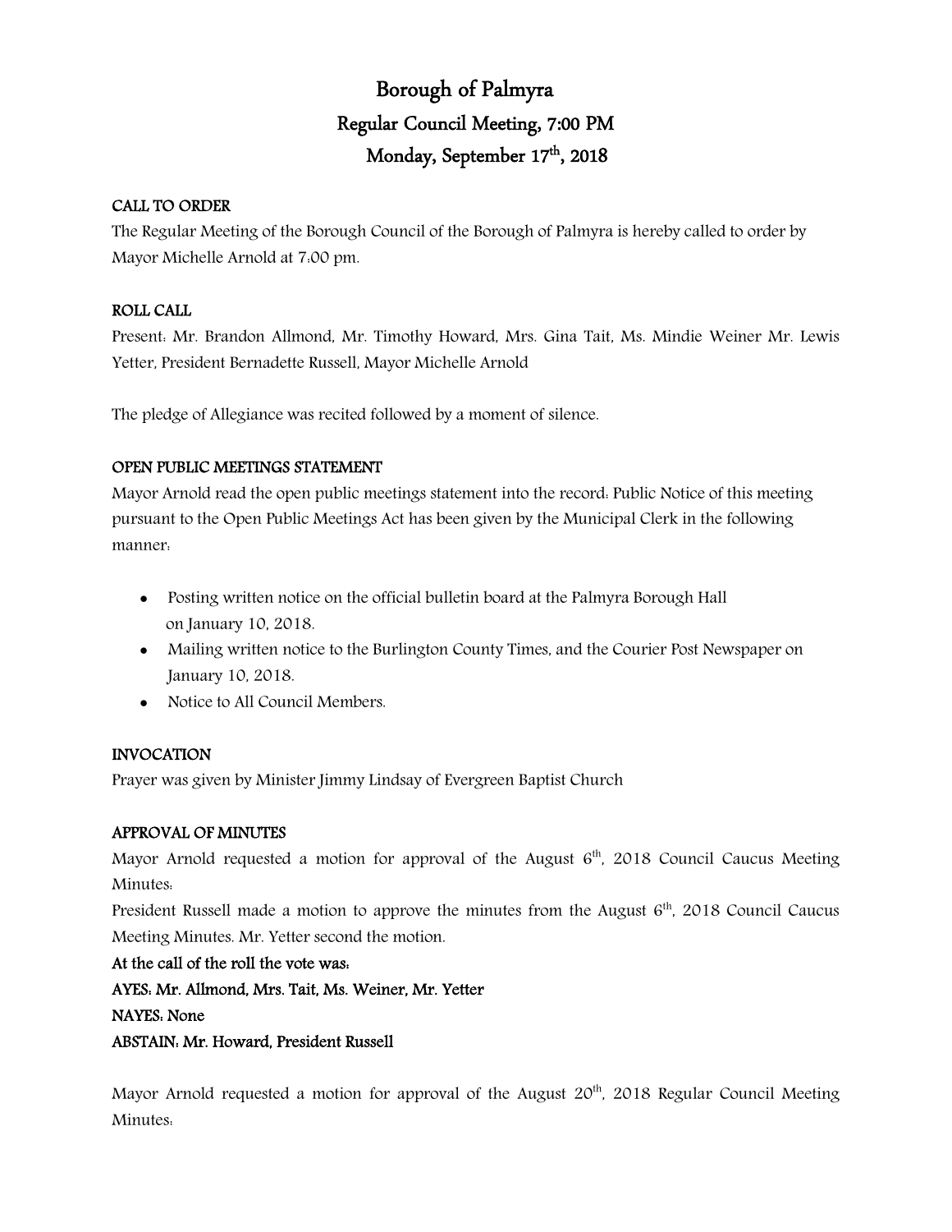# Borough of Palmyra

## Regular Council Meeting, 7:00 PM

## Monday, September 17th, 2018

**CALL TO ORDER**

The Regular Meeting of the Borough Council of the Borough of Palmyra is hereby called to order by Mayor Michelle Arnold at 7:00 pm.

**ROLL CALL**

Present: Mr. Brandon Allmond, Mr. Timothy Howard, Mrs. Gina Tait, Ms. Mindie Weiner Mr. Lewis Yetter, President Bernadette Russell, Mayor Michelle Arnold

The pledge of Allegiance was recited followed by a moment of silence.

**OPEN PUBLIC MEETINGS STATEMENT**

Mayor Arnold read the open public meetings statement into the record: Public Notice of this meeting pursuant to the Open Public Meetings Act has been given by the Municipal Clerk in the following manner:

- Posting written notice on the official bulletin board at the Palmyra Borough Hall on January 10, 2018.
- Mailing written notice to the Burlington County Times, and the Courier Post Newspaper on January 10, 2018.
- Notice to All Council Members.

**INVOCATION**

Prayer was given by Minister Jimmy Lindsay of Evergreen Baptist Church

**APPROVAL OF MINUTES**

Mayor Arnold requested a motion for approval of the August 6th, 2018 Council Caucus Meeting Minutes:

President Russell made a motion to approve the minutes from the August 6th, 2018 Council Caucus Meeting Minutes. Mr. Yetter second the motion.

**At the call of the roll the vote was:**

**AYES: Mr. Allmond, Mrs. Tait, Ms. Weiner, Mr. Yetter**

**NAYES: None**

**ABSTAIN: Mr. Howard, President Russell**

Mayor Arnold requested a motion for approval of the August 20th, 2018 Regular Council Meeting Minutes: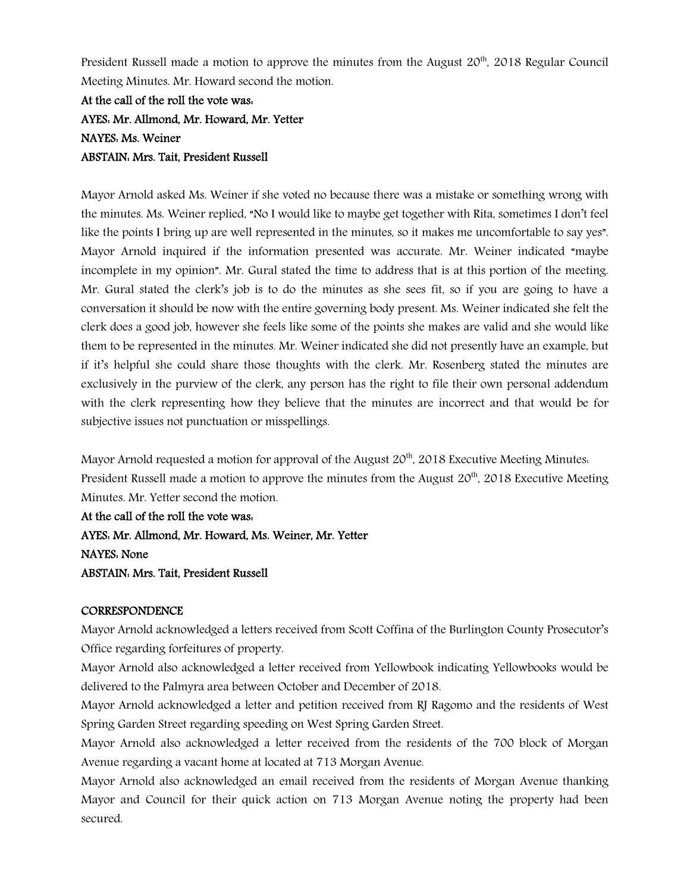President Russell made a motion to approve the minutes from the August 20th, 2018 Regular Council Meeting Minutes. Mr. Howard second the motion.

**At the call of the roll the vote was:**

**AYES: Mr. Allmond, Mr. Howard, Mr. Yetter**

**NAYES: Ms. Weiner**

**ABSTAIN: Mrs. Tait, President Russell**

Mayor Arnold asked Ms. Weiner if she voted no because there was a mistake or something wrong with the minutes. Ms. Weiner replied, "No I would like to maybe get together with Rita, sometimes I don't feel like the points I bring up are well represented in the minutes, so it makes me uncomfortable to say yes". Mayor Arnold inquired if the information presented was accurate. Mr. Weiner indicated "maybe incomplete in my opinion". Mr. Gural stated the time to address that is at this portion of the meeting. Mr. Gural stated the clerk's job is to do the minutes as she sees fit, so if you are going to have a conversation it should be now with the entire governing body present. Ms. Weiner indicated she felt the clerk does a good job, however she feels like some of the points she makes are valid and she would like them to be represented in the minutes. Mr. Weiner indicated she did not presently have an example, but if it's helpful she could share those thoughts with the clerk. Mr. Rosenberg stated the minutes are exclusively in the purview of the clerk, any person has the right to file their own personal addendum with the clerk representing how they believe that the minutes are incorrect and that would be for subjective issues not punctuation or misspellings.

Mayor Arnold requested a motion for approval of the August 20th, 2018 Executive Meeting Minutes:
President Russell made a motion to approve the minutes from the August 20th, 2018 Executive Meeting Minutes. Mr. Yetter second the motion.

**At the call of the roll the vote was:**

**AYES: Mr. Allmond, Mr. Howard, Ms. Weiner, Mr. Yetter**

**NAYES: None**

**ABSTAIN: Mrs. Tait, President Russell**

**CORRESPONDENCE**

Mayor Arnold acknowledged a letters received from Scott Coffina of the Burlington County Prosecutor's Office regarding forfeitures of property.

Mayor Arnold also acknowledged a letter received from Yellowbook indicating Yellowbooks would be delivered to the Palmyra area between October and December of 2018.

Mayor Arnold acknowledged a letter and petition received from RJ Ragomo and the residents of West Spring Garden Street regarding speeding on West Spring Garden Street.

Mayor Arnold also acknowledged a letter received from the residents of the 700 block of Morgan Avenue regarding a vacant home at located at 713 Morgan Avenue.

Mayor Arnold also acknowledged an email received from the residents of Morgan Avenue thanking Mayor and Council for their quick action on 713 Morgan Avenue noting the property had been secured.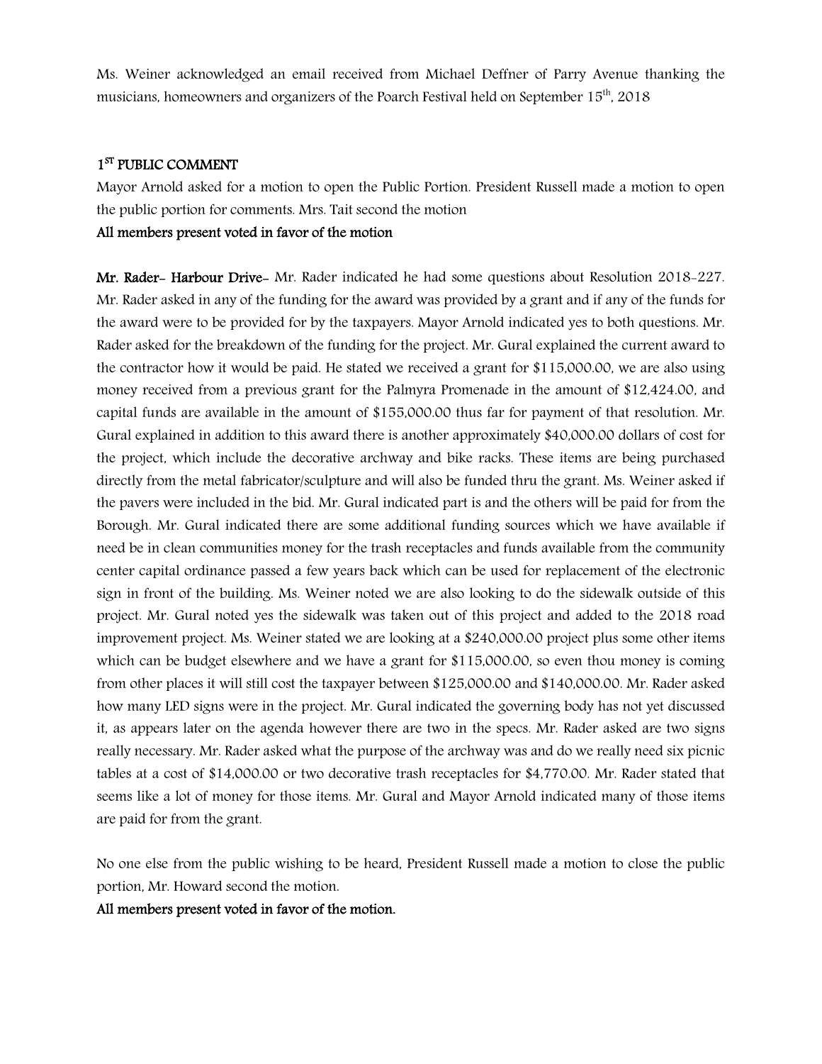Ms. Weiner acknowledged an email received from Michael Deffner of Parry Avenue thanking the musicians, homeowners and organizers of the Poarch Festival held on September 15th, 2018

## 1ST PUBLIC COMMENT

Mayor Arnold asked for a motion to open the Public Portion. President Russell made a motion to open the public portion for comments. Mrs. Tait second the motion

**All members present voted in favor of the motion**

**Mr. Rader- Harbour Drive-** Mr. Rader indicated he had some questions about Resolution 2018-227. Mr. Rader asked in any of the funding for the award was provided by a grant and if any of the funds for the award were to be provided for by the taxpayers. Mayor Arnold indicated yes to both questions. Mr. Rader asked for the breakdown of the funding for the project. Mr. Gural explained the current award to the contractor how it would be paid. He stated we received a grant for $115,000.00, we are also using money received from a previous grant for the Palmyra Promenade in the amount of $12,424.00, and capital funds are available in the amount of $155,000.00 thus far for payment of that resolution. Mr. Gural explained in addition to this award there is another approximately $40,000.00 dollars of cost for the project, which include the decorative archway and bike racks. These items are being purchased directly from the metal fabricator/sculpture and will also be funded thru the grant. Ms. Weiner asked if the pavers were included in the bid. Mr. Gural indicated part is and the others will be paid for from the Borough. Mr. Gural indicated there are some additional funding sources which we have available if need be in clean communities money for the trash receptacles and funds available from the community center capital ordinance passed a few years back which can be used for replacement of the electronic sign in front of the building. Ms. Weiner noted we are also looking to do the sidewalk outside of this project. Mr. Gural noted yes the sidewalk was taken out of this project and added to the 2018 road improvement project. Ms. Weiner stated we are looking at a $240,000.00 project plus some other items which can be budget elsewhere and we have a grant for $115,000.00, so even thou money is coming from other places it will still cost the taxpayer between $125,000.00 and $140,000.00. Mr. Rader asked how many LED signs were in the project. Mr. Gural indicated the governing body has not yet discussed it, as appears later on the agenda however there are two in the specs. Mr. Rader asked are two signs really necessary. Mr. Rader asked what the purpose of the archway was and do we really need six picnic tables at a cost of $14,000.00 or two decorative trash receptacles for $4,770.00. Mr. Rader stated that seems like a lot of money for those items. Mr. Gural and Mayor Arnold indicated many of those items are paid for from the grant.

No one else from the public wishing to be heard, President Russell made a motion to close the public portion, Mr. Howard second the motion.

**All members present voted in favor of the motion.**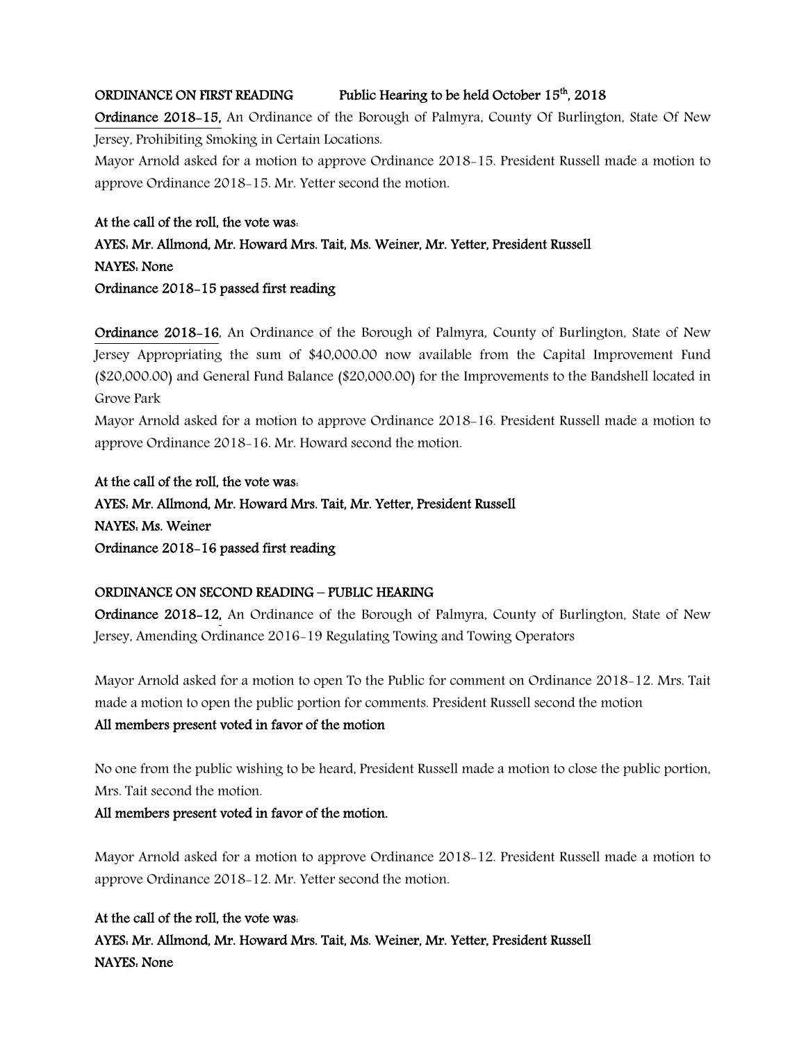**ORDINANCE ON FIRST READING  Public Hearing to be held October 15th, 2018**

Ordinance 2018-15, An Ordinance of the Borough of Palmyra, County Of Burlington, State Of New Jersey, Prohibiting Smoking in Certain Locations.

Mayor Arnold asked for a motion to approve Ordinance 2018-15. President Russell made a motion to approve Ordinance 2018-15. Mr. Yetter second the motion.

**At the call of the roll, the vote was:**

**AYES: Mr. Allmond, Mr. Howard Mrs. Tait, Ms. Weiner, Mr. Yetter, President Russell**

**NAYES: None**

**Ordinance 2018-15 passed first reading**

Ordinance 2018-16, An Ordinance of the Borough of Palmyra, County of Burlington, State of New Jersey Appropriating the sum of $40,000.00 now available from the Capital Improvement Fund ($20,000.00) and General Fund Balance ($20,000.00) for the Improvements to the Bandshell located in Grove Park

Mayor Arnold asked for a motion to approve Ordinance 2018-16. President Russell made a motion to approve Ordinance 2018-16. Mr. Howard second the motion.

**At the call of the roll, the vote was:**

**AYES: Mr. Allmond, Mr. Howard Mrs. Tait, Mr. Yetter, President Russell**

**NAYES: Ms. Weiner**

**Ordinance 2018-16 passed first reading**

**ORDINANCE ON SECOND READING – PUBLIC HEARING**

**Ordinance 2018-12,** An Ordinance of the Borough of Palmyra, County of Burlington, State of New Jersey, Amending Ordinance 2016-19 Regulating Towing and Towing Operators

Mayor Arnold asked for a motion to open To the Public for comment on Ordinance 2018-12. Mrs. Tait made a motion to open the public portion for comments. President Russell second the motion

**All members present voted in favor of the motion**

No one from the public wishing to be heard, President Russell made a motion to close the public portion, Mrs. Tait second the motion.

**All members present voted in favor of the motion.**

Mayor Arnold asked for a motion to approve Ordinance 2018-12. President Russell made a motion to approve Ordinance 2018-12. Mr. Yetter second the motion.

**At the call of the roll, the vote was:**

**AYES: Mr. Allmond, Mr. Howard Mrs. Tait, Ms. Weiner, Mr. Yetter, President Russell**

**NAYES: None**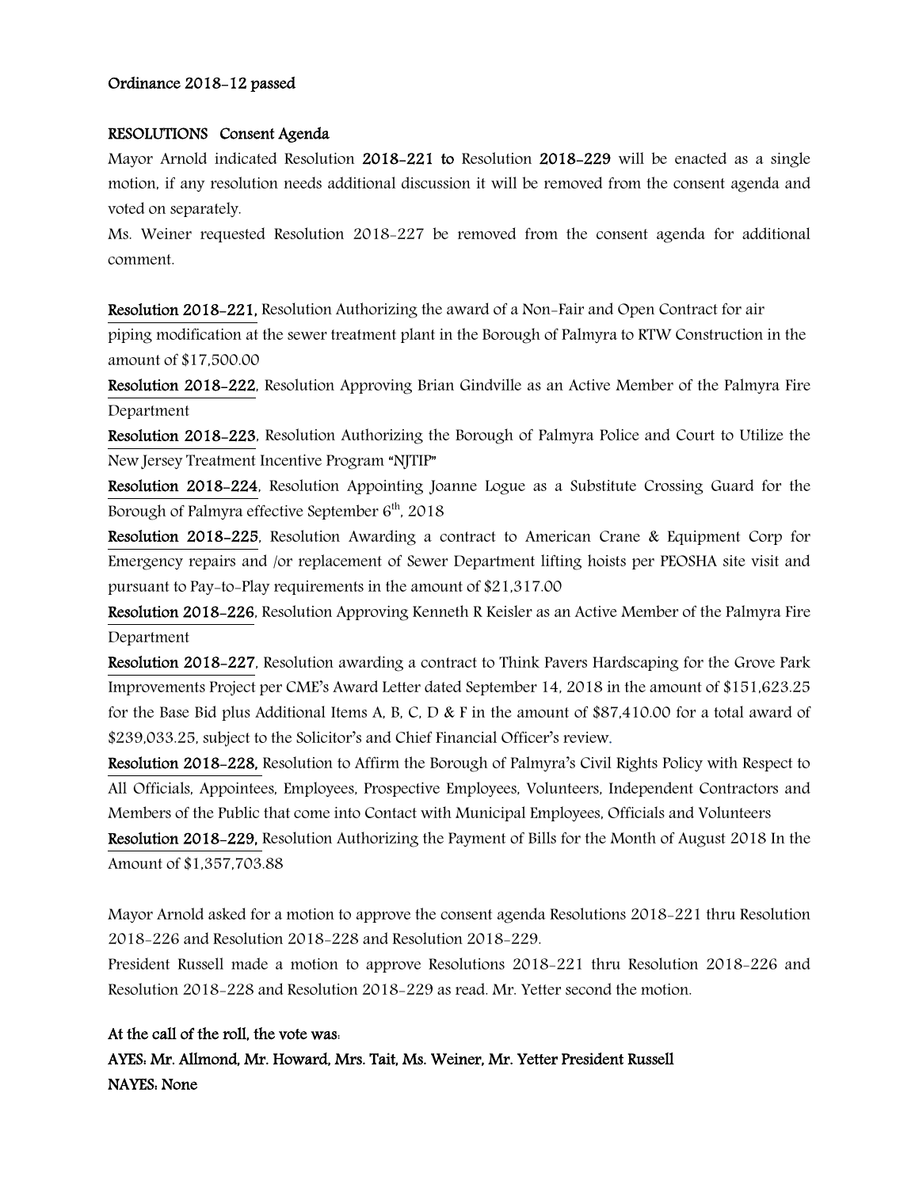**Ordinance 2018-12 passed**

**RESOLUTIONS Consent Agenda**

Mayor Arnold indicated Resolution **2018-221 to** Resolution **2018-229** will be enacted as a single motion, if any resolution needs additional discussion it will be removed from the consent agenda and voted on separately.

Ms. Weiner requested Resolution 2018-227 be removed from the consent agenda for additional comment.

**Resolution 2018-221,** Resolution Authorizing the award of a Non-Fair and Open Contract for air piping modification at the sewer treatment plant in the Borough of Palmyra to RTW Construction in the amount of $17,500.00

**Resolution 2018-222**, Resolution Approving Brian Gindville as an Active Member of the Palmyra Fire Department

**Resolution 2018-223**, Resolution Authorizing the Borough of Palmyra Police and Court to Utilize the New Jersey Treatment Incentive Program "NJTIP"

**Resolution 2018-224**, Resolution Appointing Joanne Logue as a Substitute Crossing Guard for the Borough of Palmyra effective September 6th, 2018

**Resolution 2018-225**, Resolution Awarding a contract to American Crane & Equipment Corp for Emergency repairs and /or replacement of Sewer Department lifting hoists per PEOSHA site visit and pursuant to Pay-to-Play requirements in the amount of $21,317.00

**Resolution 2018-226**, Resolution Approving Kenneth R Keisler as an Active Member of the Palmyra Fire Department

**Resolution 2018-227**, Resolution awarding a contract to Think Pavers Hardscaping for the Grove Park Improvements Project per CME's Award Letter dated September 14, 2018 in the amount of $151,623.25 for the Base Bid plus Additional Items A, B, C, D & F in the amount of $87,410.00 for a total award of $239,033.25, subject to the Solicitor's and Chief Financial Officer's review.

**Resolution 2018-228,** Resolution to Affirm the Borough of Palmyra's Civil Rights Policy with Respect to All Officials, Appointees, Employees, Prospective Employees, Volunteers, Independent Contractors and Members of the Public that come into Contact with Municipal Employees, Officials and Volunteers

**Resolution 2018-229,** Resolution Authorizing the Payment of Bills for the Month of August 2018 In the Amount of $1,357,703.88

Mayor Arnold asked for a motion to approve the consent agenda Resolutions 2018-221 thru Resolution 2018-226 and Resolution 2018-228 and Resolution 2018-229.

President Russell made a motion to approve Resolutions 2018-221 thru Resolution 2018-226 and Resolution 2018-228 and Resolution 2018-229 as read. Mr. Yetter second the motion.

**At the call of the roll, the vote was:**

**AYES: Mr. Allmond, Mr. Howard, Mrs. Tait, Ms. Weiner, Mr. Yetter President Russell**

**NAYES: None**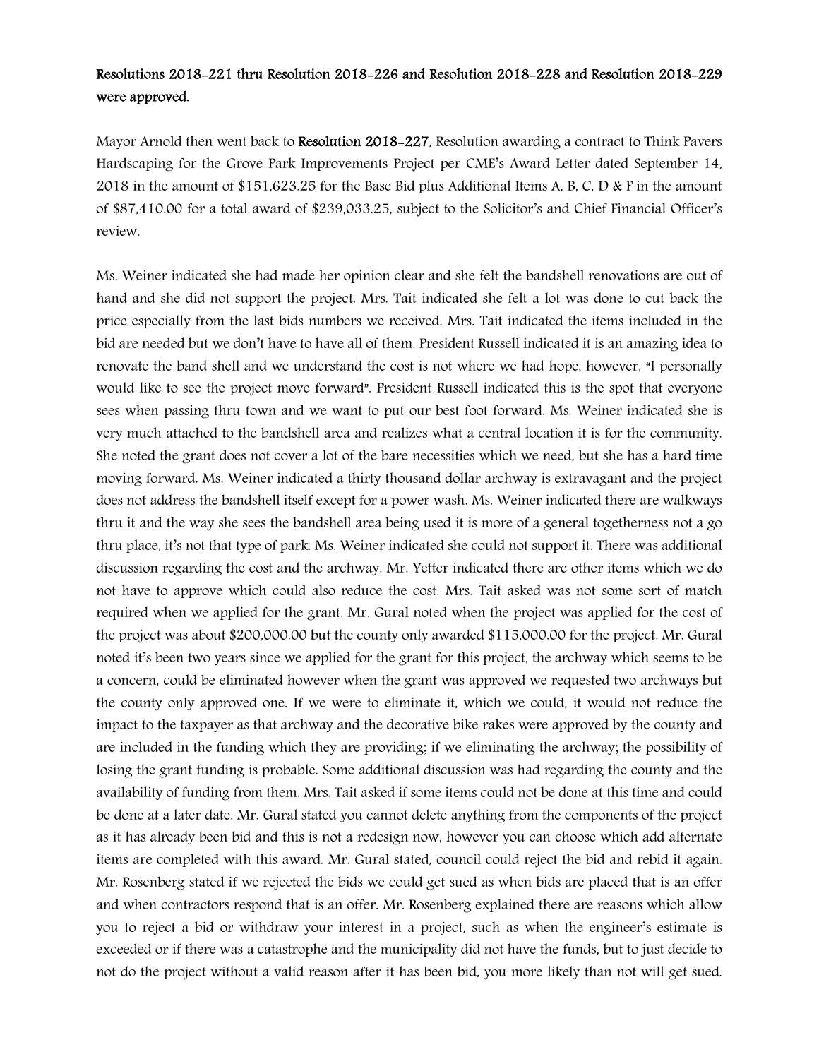**Resolutions 2018-221 thru Resolution 2018-226 and Resolution 2018-228 and Resolution 2018-229 were approved.**

Mayor Arnold then went back to **Resolution 2018-227**, Resolution awarding a contract to Think Pavers Hardscaping for the Grove Park Improvements Project per CME's Award Letter dated September 14, 2018 in the amount of $151,623.25 for the Base Bid plus Additional Items A, B, C, D & F in the amount of $87,410.00 for a total award of $239,033.25, subject to the Solicitor's and Chief Financial Officer's review.

Ms. Weiner indicated she had made her opinion clear and she felt the bandshell renovations are out of hand and she did not support the project. Mrs. Tait indicated she felt a lot was done to cut back the price especially from the last bids numbers we received. Mrs. Tait indicated the items included in the bid are needed but we don't have to have all of them. President Russell indicated it is an amazing idea to renovate the band shell and we understand the cost is not where we had hope, however, "I personally would like to see the project move forward". President Russell indicated this is the spot that everyone sees when passing thru town and we want to put our best foot forward. Ms. Weiner indicated she is very much attached to the bandshell area and realizes what a central location it is for the community. She noted the grant does not cover a lot of the bare necessities which we need, but she has a hard time moving forward. Ms. Weiner indicated a thirty thousand dollar archway is extravagant and the project does not address the bandshell itself except for a power wash. Ms. Weiner indicated there are walkways thru it and the way she sees the bandshell area being used it is more of a general togetherness not a go thru place, it's not that type of park. Ms. Weiner indicated she could not support it. There was additional discussion regarding the cost and the archway. Mr. Yetter indicated there are other items which we do not have to approve which could also reduce the cost. Mrs. Tait asked was not some sort of match required when we applied for the grant. Mr. Gural noted when the project was applied for the cost of the project was about $200,000.00 but the county only awarded $115,000.00 for the project. Mr. Gural noted it's been two years since we applied for the grant for this project, the archway which seems to be a concern, could be eliminated however when the grant was approved we requested two archways but the county only approved one. If we were to eliminate it, which we could, it would not reduce the impact to the taxpayer as that archway and the decorative bike rakes were approved by the county and are included in the funding which they are providing; if we eliminating the archway; the possibility of losing the grant funding is probable. Some additional discussion was had regarding the county and the availability of funding from them. Mrs. Tait asked if some items could not be done at this time and could be done at a later date. Mr. Gural stated you cannot delete anything from the components of the project as it has already been bid and this is not a redesign now, however you can choose which add alternate items are completed with this award. Mr. Gural stated, council could reject the bid and rebid it again. Mr. Rosenberg stated if we rejected the bids we could get sued as when bids are placed that is an offer and when contractors respond that is an offer. Mr. Rosenberg explained there are reasons which allow you to reject a bid or withdraw your interest in a project, such as when the engineer's estimate is exceeded or if there was a catastrophe and the municipality did not have the funds, but to just decide to not do the project without a valid reason after it has been bid, you more likely than not will get sued.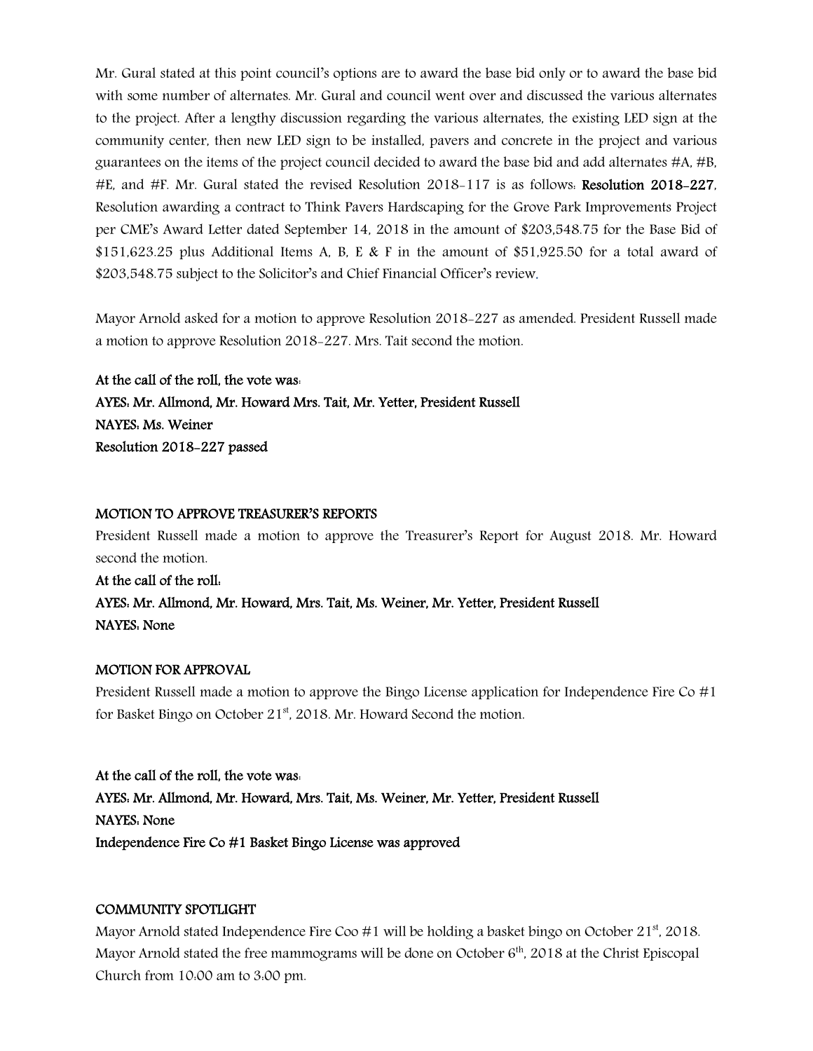Mr. Gural stated at this point council's options are to award the base bid only or to award the base bid with some number of alternates. Mr. Gural and council went over and discussed the various alternates to the project. After a lengthy discussion regarding the various alternates, the existing LED sign at the community center, then new LED sign to be installed, pavers and concrete in the project and various guarantees on the items of the project council decided to award the base bid and add alternates #A, #B, #E, and #F. Mr. Gural stated the revised Resolution 2018-117 is as follows: **Resolution 2018-227**, Resolution awarding a contract to Think Pavers Hardscaping for the Grove Park Improvements Project per CME's Award Letter dated September 14, 2018 in the amount of $203,548.75 for the Base Bid of $151,623.25 plus Additional Items A, B, E & F in the amount of $51,925.50 for a total award of $203,548.75 subject to the Solicitor's and Chief Financial Officer's review.

Mayor Arnold asked for a motion to approve Resolution 2018-227 as amended. President Russell made a motion to approve Resolution 2018-227. Mrs. Tait second the motion.

**At the call of the roll, the vote was:**
**AYES: Mr. Allmond, Mr. Howard Mrs. Tait, Mr. Yetter, President Russell**
**NAYES: Ms. Weiner**
**Resolution 2018-227 passed**

**MOTION TO APPROVE TREASURER'S REPORTS**

President Russell made a motion to approve the Treasurer's Report for August 2018. Mr. Howard second the motion.

**At the call of the roll:**
**AYES: Mr. Allmond, Mr. Howard, Mrs. Tait, Ms. Weiner, Mr. Yetter, President Russell**
**NAYES: None**

**MOTION FOR APPROVAL**

President Russell made a motion to approve the Bingo License application for Independence Fire Co #1 for Basket Bingo on October 21st, 2018. Mr. Howard Second the motion.

**At the call of the roll, the vote was:**
**AYES: Mr. Allmond, Mr. Howard, Mrs. Tait, Ms. Weiner, Mr. Yetter, President Russell**
**NAYES: None**
**Independence Fire Co #1 Basket Bingo License was approved**

**COMMUNITY SPOTLIGHT**

Mayor Arnold stated Independence Fire Coo #1 will be holding a basket bingo on October 21st, 2018. Mayor Arnold stated the free mammograms will be done on October 6th, 2018 at the Christ Episcopal Church from 10:00 am to 3:00 pm.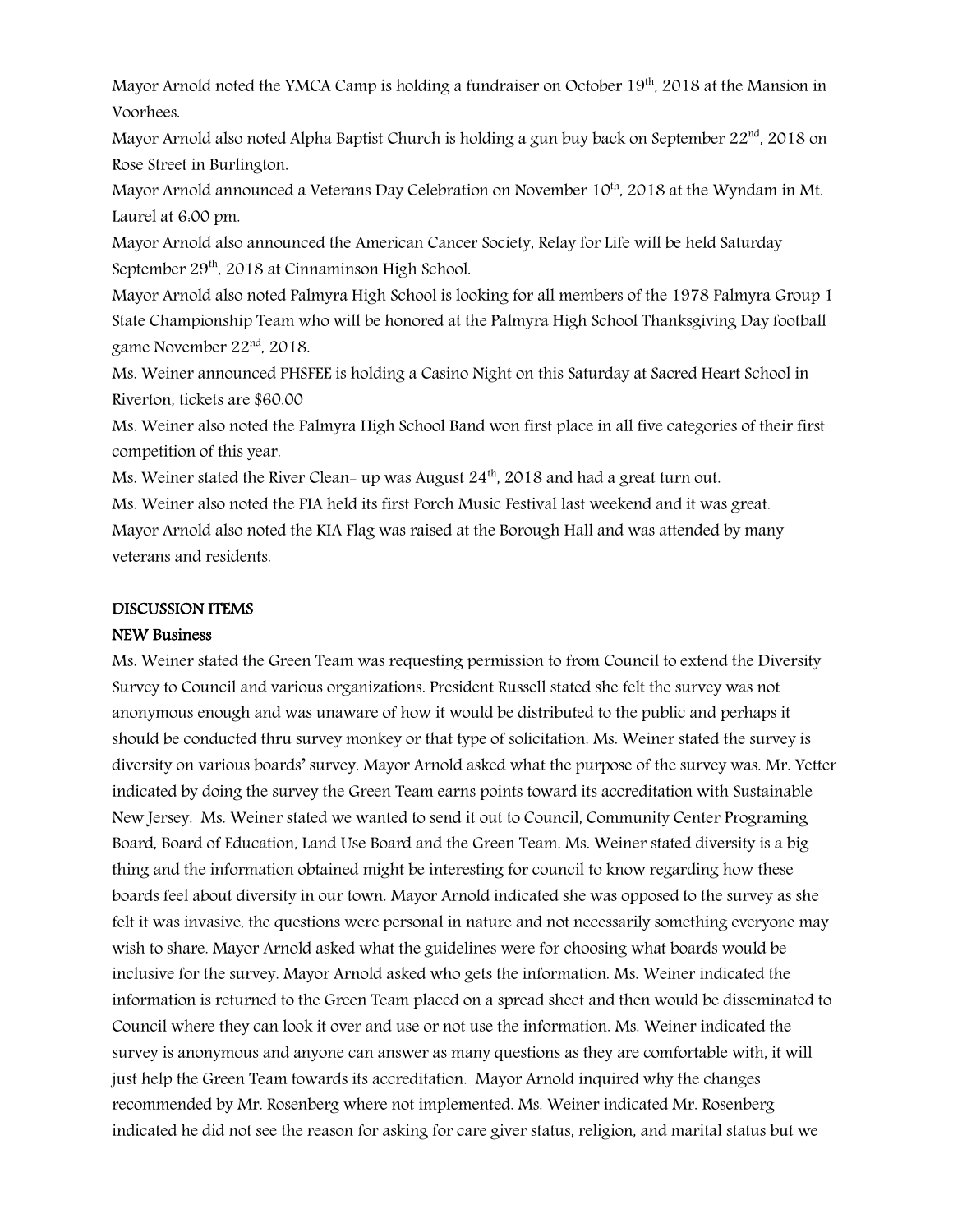Mayor Arnold noted the YMCA Camp is holding a fundraiser on October 19th, 2018 at the Mansion in Voorhees.

Mayor Arnold also noted Alpha Baptist Church is holding a gun buy back on September 22nd, 2018 on Rose Street in Burlington.

Mayor Arnold announced a Veterans Day Celebration on November 10th, 2018 at the Wyndam in Mt. Laurel at 6:00 pm.

Mayor Arnold also announced the American Cancer Society, Relay for Life will be held Saturday September 29th, 2018 at Cinnaminson High School.

Mayor Arnold also noted Palmyra High School is looking for all members of the 1978 Palmyra Group 1 State Championship Team who will be honored at the Palmyra High School Thanksgiving Day football game November 22nd, 2018.

Ms. Weiner announced PHSFEE is holding a Casino Night on this Saturday at Sacred Heart School in Riverton, tickets are $60.00

Ms. Weiner also noted the Palmyra High School Band won first place in all five categories of their first competition of this year.

Ms. Weiner stated the River Clean- up was August 24th, 2018 and had a great turn out.

Ms. Weiner also noted the PIA held its first Porch Music Festival last weekend and it was great.

Mayor Arnold also noted the KIA Flag was raised at the Borough Hall and was attended by many veterans and residents.

**DISCUSSION ITEMS**

**NEW Business**

Ms. Weiner stated the Green Team was requesting permission to from Council to extend the Diversity Survey to Council and various organizations. President Russell stated she felt the survey was not anonymous enough and was unaware of how it would be distributed to the public and perhaps it should be conducted thru survey monkey or that type of solicitation. Ms. Weiner stated the survey is diversity on various boards' survey. Mayor Arnold asked what the purpose of the survey was. Mr. Yetter indicated by doing the survey the Green Team earns points toward its accreditation with Sustainable New Jersey. Ms. Weiner stated we wanted to send it out to Council, Community Center Programing Board, Board of Education, Land Use Board and the Green Team. Ms. Weiner stated diversity is a big thing and the information obtained might be interesting for council to know regarding how these boards feel about diversity in our town. Mayor Arnold indicated she was opposed to the survey as she felt it was invasive, the questions were personal in nature and not necessarily something everyone may wish to share. Mayor Arnold asked what the guidelines were for choosing what boards would be inclusive for the survey. Mayor Arnold asked who gets the information. Ms. Weiner indicated the information is returned to the Green Team placed on a spread sheet and then would be disseminated to Council where they can look it over and use or not use the information. Ms. Weiner indicated the survey is anonymous and anyone can answer as many questions as they are comfortable with, it will just help the Green Team towards its accreditation. Mayor Arnold inquired why the changes recommended by Mr. Rosenberg where not implemented. Ms. Weiner indicated Mr. Rosenberg indicated he did not see the reason for asking for care giver status, religion, and marital status but we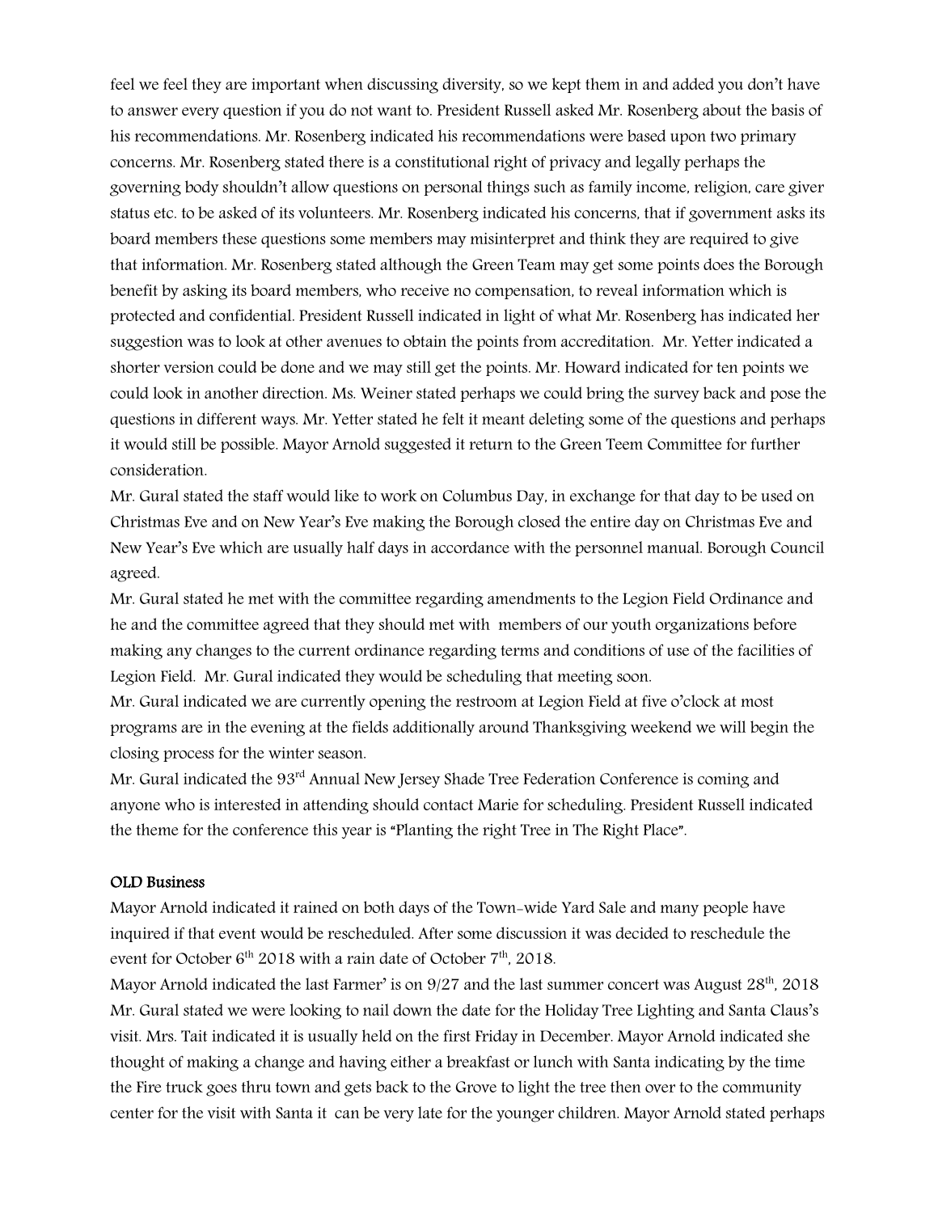feel we feel they are important when discussing diversity, so we kept them in and added you don't have to answer every question if you do not want to. President Russell asked Mr. Rosenberg about the basis of his recommendations. Mr. Rosenberg indicated his recommendations were based upon two primary concerns. Mr. Rosenberg stated there is a constitutional right of privacy and legally perhaps the governing body shouldn't allow questions on personal things such as family income, religion, care giver status etc. to be asked of its volunteers. Mr. Rosenberg indicated his concerns, that if government asks its board members these questions some members may misinterpret and think they are required to give that information. Mr. Rosenberg stated although the Green Team may get some points does the Borough benefit by asking its board members, who receive no compensation, to reveal information which is protected and confidential. President Russell indicated in light of what Mr. Rosenberg has indicated her suggestion was to look at other avenues to obtain the points from accreditation. Mr. Yetter indicated a shorter version could be done and we may still get the points. Mr. Howard indicated for ten points we could look in another direction. Ms. Weiner stated perhaps we could bring the survey back and pose the questions in different ways. Mr. Yetter stated he felt it meant deleting some of the questions and perhaps it would still be possible. Mayor Arnold suggested it return to the Green Teem Committee for further consideration.

Mr. Gural stated the staff would like to work on Columbus Day, in exchange for that day to be used on Christmas Eve and on New Year's Eve making the Borough closed the entire day on Christmas Eve and New Year's Eve which are usually half days in accordance with the personnel manual. Borough Council agreed.

Mr. Gural stated he met with the committee regarding amendments to the Legion Field Ordinance and he and the committee agreed that they should met with members of our youth organizations before making any changes to the current ordinance regarding terms and conditions of use of the facilities of Legion Field. Mr. Gural indicated they would be scheduling that meeting soon.

Mr. Gural indicated we are currently opening the restroom at Legion Field at five o'clock at most programs are in the evening at the fields additionally around Thanksgiving weekend we will begin the closing process for the winter season.

Mr. Gural indicated the 93rd Annual New Jersey Shade Tree Federation Conference is coming and anyone who is interested in attending should contact Marie for scheduling. President Russell indicated the theme for the conference this year is "Planting the right Tree in The Right Place".

### OLD Business

Mayor Arnold indicated it rained on both days of the Town-wide Yard Sale and many people have inquired if that event would be rescheduled. After some discussion it was decided to reschedule the event for October 6th 2018 with a rain date of October 7th, 2018.

Mayor Arnold indicated the last Farmer' is on 9/27 and the last summer concert was August 28th, 2018 Mr. Gural stated we were looking to nail down the date for the Holiday Tree Lighting and Santa Claus's visit. Mrs. Tait indicated it is usually held on the first Friday in December. Mayor Arnold indicated she thought of making a change and having either a breakfast or lunch with Santa indicating by the time the Fire truck goes thru town and gets back to the Grove to light the tree then over to the community center for the visit with Santa it can be very late for the younger children. Mayor Arnold stated perhaps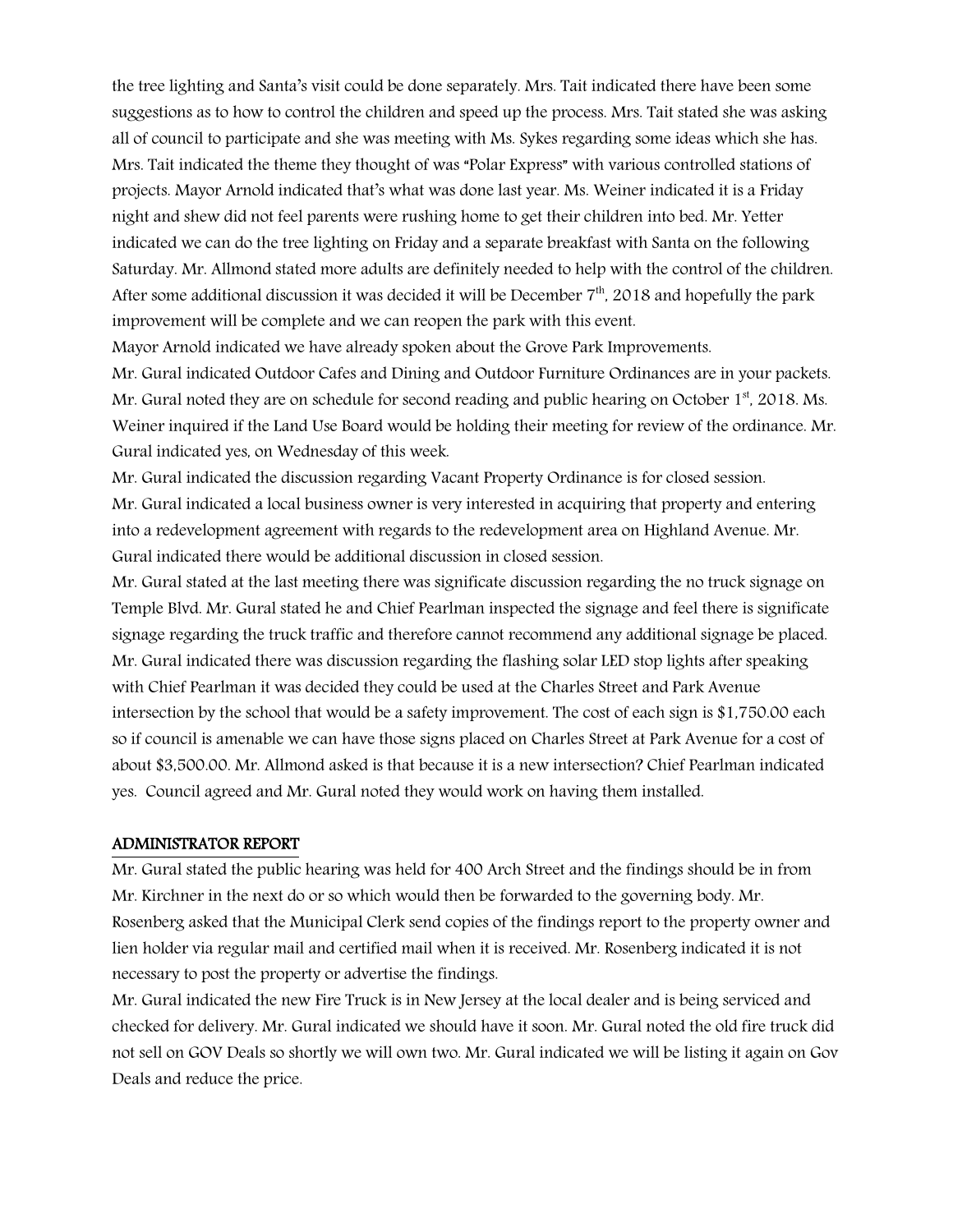the tree lighting and Santa's visit could be done separately. Mrs. Tait indicated there have been some suggestions as to how to control the children and speed up the process. Mrs. Tait stated she was asking all of council to participate and she was meeting with Ms. Sykes regarding some ideas which she has. Mrs. Tait indicated the theme they thought of was "Polar Express" with various controlled stations of projects. Mayor Arnold indicated that's what was done last year. Ms. Weiner indicated it is a Friday night and shew did not feel parents were rushing home to get their children into bed. Mr. Yetter indicated we can do the tree lighting on Friday and a separate breakfast with Santa on the following Saturday. Mr. Allmond stated more adults are definitely needed to help with the control of the children. After some additional discussion it was decided it will be December 7th, 2018 and hopefully the park improvement will be complete and we can reopen the park with this event.

Mayor Arnold indicated we have already spoken about the Grove Park Improvements.

Mr. Gural indicated Outdoor Cafes and Dining and Outdoor Furniture Ordinances are in your packets. Mr. Gural noted they are on schedule for second reading and public hearing on October 1st, 2018. Ms. Weiner inquired if the Land Use Board would be holding their meeting for review of the ordinance. Mr. Gural indicated yes, on Wednesday of this week.

Mr. Gural indicated the discussion regarding Vacant Property Ordinance is for closed session.

Mr. Gural indicated a local business owner is very interested in acquiring that property and entering into a redevelopment agreement with regards to the redevelopment area on Highland Avenue. Mr. Gural indicated there would be additional discussion in closed session.

Mr. Gural stated at the last meeting there was significate discussion regarding the no truck signage on Temple Blvd. Mr. Gural stated he and Chief Pearlman inspected the signage and feel there is significate signage regarding the truck traffic and therefore cannot recommend any additional signage be placed. Mr. Gural indicated there was discussion regarding the flashing solar LED stop lights after speaking with Chief Pearlman it was decided they could be used at the Charles Street and Park Avenue intersection by the school that would be a safety improvement. The cost of each sign is $1,750.00 each so if council is amenable we can have those signs placed on Charles Street at Park Avenue for a cost of about $3,500.00. Mr. Allmond asked is that because it is a new intersection? Chief Pearlman indicated yes. Council agreed and Mr. Gural noted they would work on having them installed.

## ADMINISTRATOR REPORT

Mr. Gural stated the public hearing was held for 400 Arch Street and the findings should be in from Mr. Kirchner in the next do or so which would then be forwarded to the governing body. Mr. Rosenberg asked that the Municipal Clerk send copies of the findings report to the property owner and lien holder via regular mail and certified mail when it is received. Mr. Rosenberg indicated it is not necessary to post the property or advertise the findings.

Mr. Gural indicated the new Fire Truck is in New Jersey at the local dealer and is being serviced and checked for delivery. Mr. Gural indicated we should have it soon. Mr. Gural noted the old fire truck did not sell on GOV Deals so shortly we will own two. Mr. Gural indicated we will be listing it again on Gov Deals and reduce the price.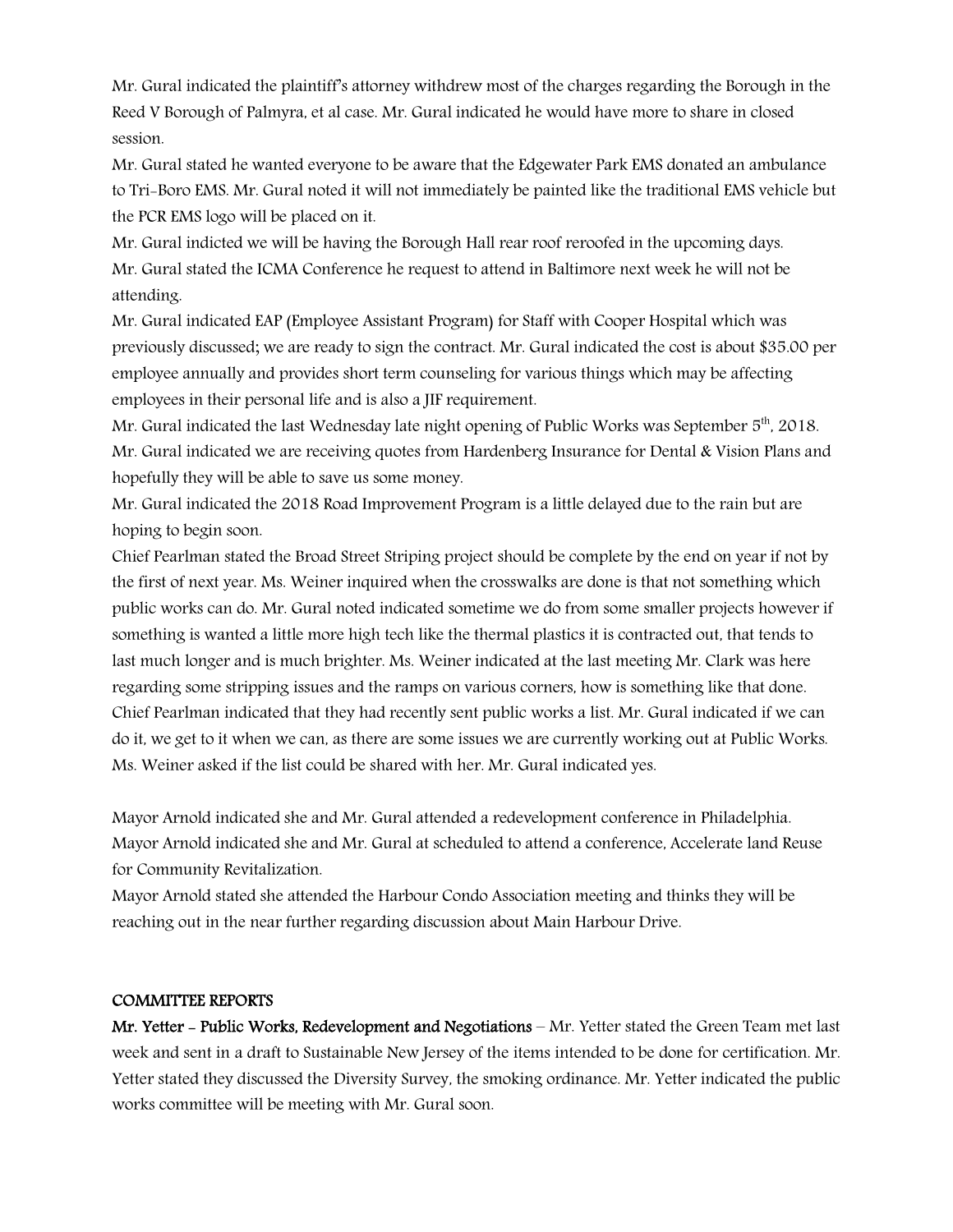Mr. Gural indicated the plaintiff's attorney withdrew most of the charges regarding the Borough in the Reed V Borough of Palmyra, et al case. Mr. Gural indicated he would have more to share in closed session.

Mr. Gural stated he wanted everyone to be aware that the Edgewater Park EMS donated an ambulance to Tri-Boro EMS. Mr. Gural noted it will not immediately be painted like the traditional EMS vehicle but the PCR EMS logo will be placed on it.

Mr. Gural indicted we will be having the Borough Hall rear roof reroofed in the upcoming days.

Mr. Gural stated the ICMA Conference he request to attend in Baltimore next week he will not be attending.

Mr. Gural indicated EAP (Employee Assistant Program) for Staff with Cooper Hospital which was previously discussed; we are ready to sign the contract. Mr. Gural indicated the cost is about $35.00 per employee annually and provides short term counseling for various things which may be affecting employees in their personal life and is also a JIF requirement.

Mr. Gural indicated the last Wednesday late night opening of Public Works was September 5th, 2018.

Mr. Gural indicated we are receiving quotes from Hardenberg Insurance for Dental & Vision Plans and hopefully they will be able to save us some money.

Mr. Gural indicated the 2018 Road Improvement Program is a little delayed due to the rain but are hoping to begin soon.

Chief Pearlman stated the Broad Street Striping project should be complete by the end on year if not by the first of next year. Ms. Weiner inquired when the crosswalks are done is that not something which public works can do. Mr. Gural noted indicated sometime we do from some smaller projects however if something is wanted a little more high tech like the thermal plastics it is contracted out, that tends to last much longer and is much brighter. Ms. Weiner indicated at the last meeting Mr. Clark was here regarding some stripping issues and the ramps on various corners, how is something like that done. Chief Pearlman indicated that they had recently sent public works a list. Mr. Gural indicated if we can do it, we get to it when we can, as there are some issues we are currently working out at Public Works. Ms. Weiner asked if the list could be shared with her. Mr. Gural indicated yes.

Mayor Arnold indicated she and Mr. Gural attended a redevelopment conference in Philadelphia. Mayor Arnold indicated she and Mr. Gural at scheduled to attend a conference, Accelerate land Reuse for Community Revitalization.

Mayor Arnold stated she attended the Harbour Condo Association meeting and thinks they will be reaching out in the near further regarding discussion about Main Harbour Drive.

## COMMITTEE REPORTS

**Mr. Yetter - Public Works, Redevelopment and Negotiations** – Mr. Yetter stated the Green Team met last week and sent in a draft to Sustainable New Jersey of the items intended to be done for certification. Mr. Yetter stated they discussed the Diversity Survey, the smoking ordinance. Mr. Yetter indicated the public works committee will be meeting with Mr. Gural soon.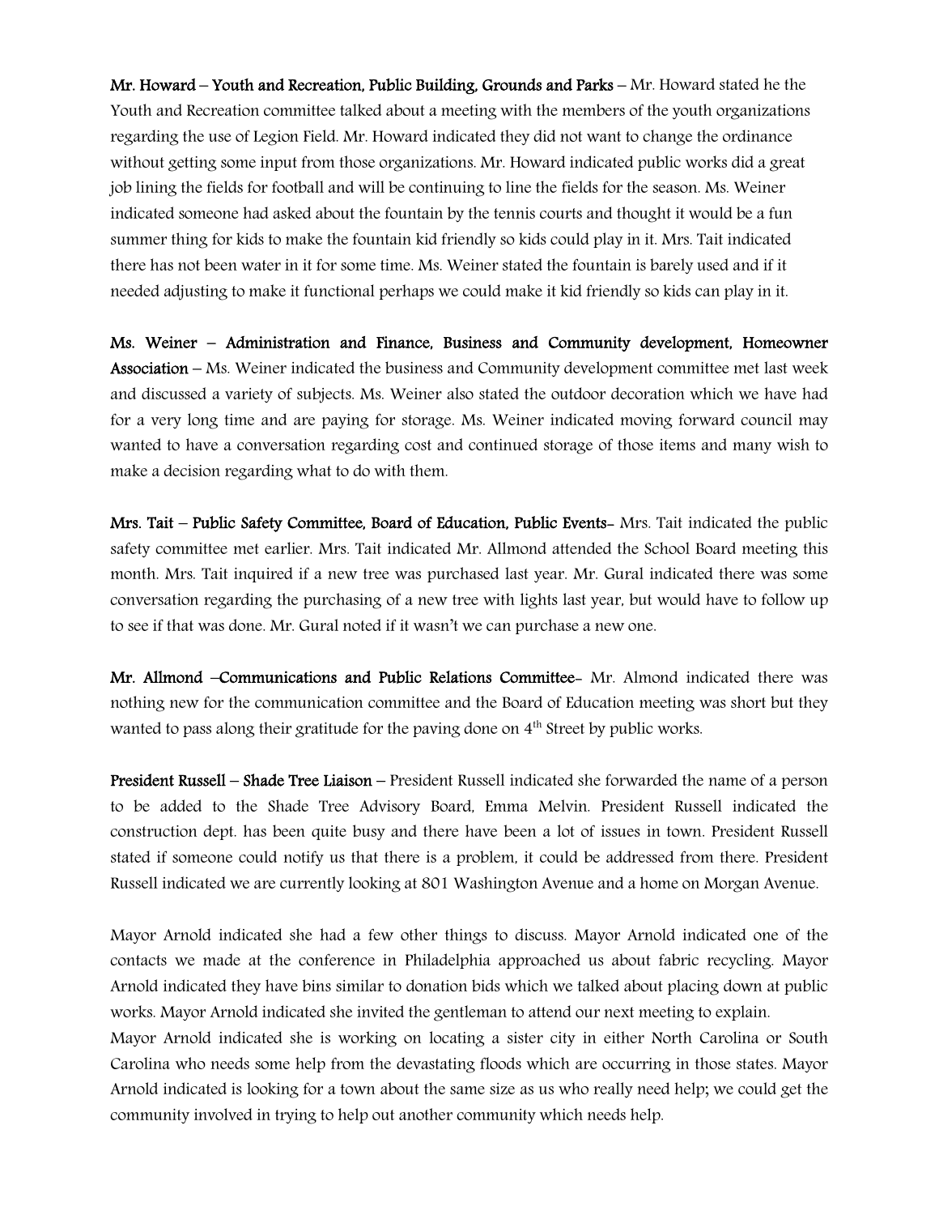**Mr. Howard – Youth and Recreation, Public Building, Grounds and Parks** – Mr. Howard stated he the Youth and Recreation committee talked about a meeting with the members of the youth organizations regarding the use of Legion Field. Mr. Howard indicated they did not want to change the ordinance without getting some input from those organizations. Mr. Howard indicated public works did a great job lining the fields for football and will be continuing to line the fields for the season. Ms. Weiner indicated someone had asked about the fountain by the tennis courts and thought it would be a fun summer thing for kids to make the fountain kid friendly so kids could play in it. Mrs. Tait indicated there has not been water in it for some time. Ms. Weiner stated the fountain is barely used and if it needed adjusting to make it functional perhaps we could make it kid friendly so kids can play in it.

**Ms. Weiner – Administration and Finance, Business and Community development, Homeowner Association** – Ms. Weiner indicated the business and Community development committee met last week and discussed a variety of subjects. Ms. Weiner also stated the outdoor decoration which we have had for a very long time and are paying for storage. Ms. Weiner indicated moving forward council may wanted to have a conversation regarding cost and continued storage of those items and many wish to make a decision regarding what to do with them.

**Mrs. Tait – Public Safety Committee, Board of Education, Public Events-** Mrs. Tait indicated the public safety committee met earlier. Mrs. Tait indicated Mr. Allmond attended the School Board meeting this month. Mrs. Tait inquired if a new tree was purchased last year. Mr. Gural indicated there was some conversation regarding the purchasing of a new tree with lights last year, but would have to follow up to see if that was done. Mr. Gural noted if it wasn't we can purchase a new one.

**Mr. Allmond –Communications and Public Relations Committee-** Mr. Almond indicated there was nothing new for the communication committee and the Board of Education meeting was short but they wanted to pass along their gratitude for the paving done on 4th Street by public works.

**President Russell – Shade Tree Liaison** – President Russell indicated she forwarded the name of a person to be added to the Shade Tree Advisory Board, Emma Melvin. President Russell indicated the construction dept. has been quite busy and there have been a lot of issues in town. President Russell stated if someone could notify us that there is a problem, it could be addressed from there. President Russell indicated we are currently looking at 801 Washington Avenue and a home on Morgan Avenue.

Mayor Arnold indicated she had a few other things to discuss. Mayor Arnold indicated one of the contacts we made at the conference in Philadelphia approached us about fabric recycling. Mayor Arnold indicated they have bins similar to donation bids which we talked about placing down at public works. Mayor Arnold indicated she invited the gentleman to attend our next meeting to explain.

Mayor Arnold indicated she is working on locating a sister city in either North Carolina or South Carolina who needs some help from the devastating floods which are occurring in those states. Mayor Arnold indicated is looking for a town about the same size as us who really need help; we could get the community involved in trying to help out another community which needs help.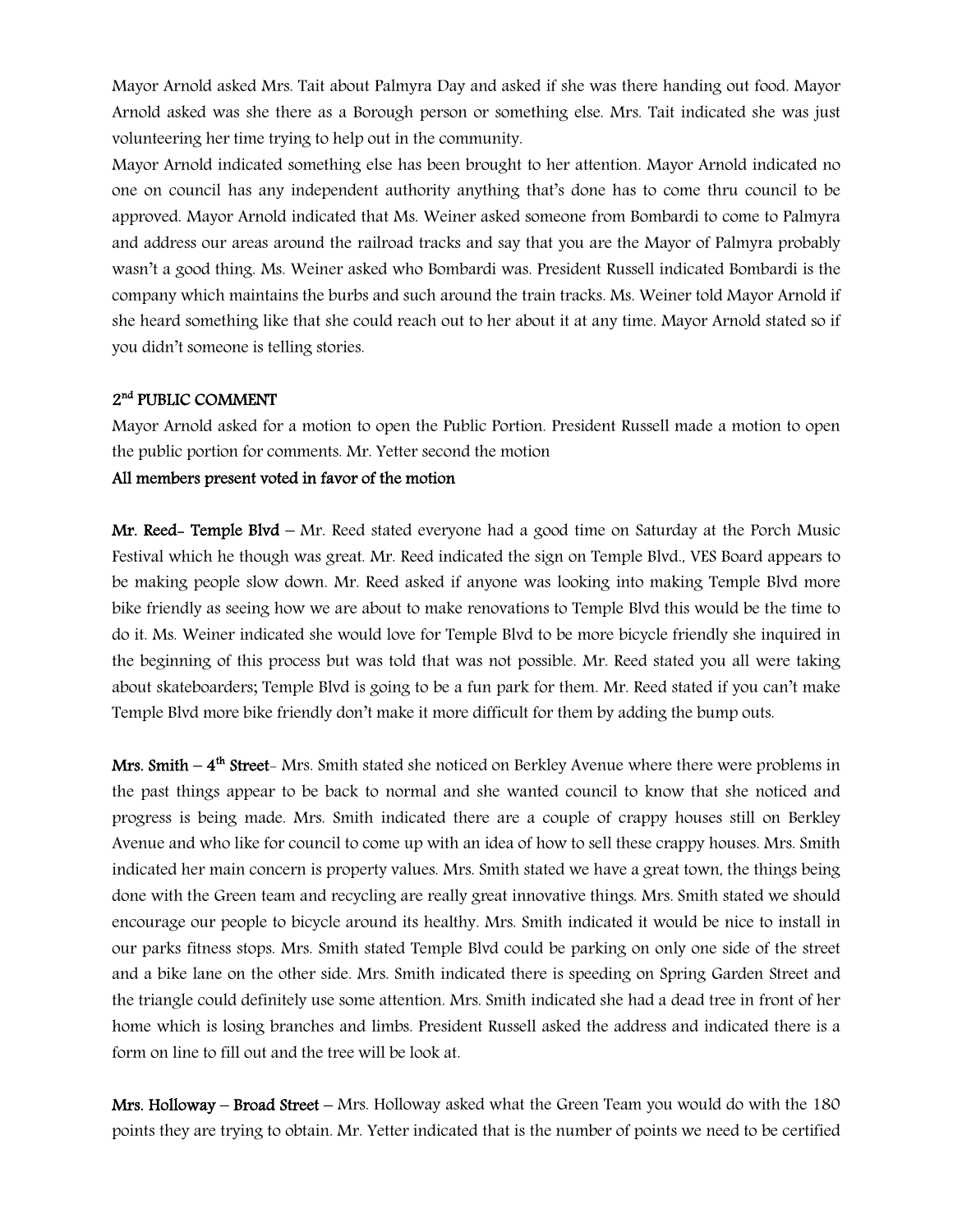Mayor Arnold asked Mrs. Tait about Palmyra Day and asked if she was there handing out food. Mayor Arnold asked was she there as a Borough person or something else. Mrs. Tait indicated she was just volunteering her time trying to help out in the community.

Mayor Arnold indicated something else has been brought to her attention. Mayor Arnold indicated no one on council has any independent authority anything that's done has to come thru council to be approved. Mayor Arnold indicated that Ms. Weiner asked someone from Bombardi to come to Palmyra and address our areas around the railroad tracks and say that you are the Mayor of Palmyra probably wasn't a good thing. Ms. Weiner asked who Bombardi was. President Russell indicated Bombardi is the company which maintains the burbs and such around the train tracks. Ms. Weiner told Mayor Arnold if she heard something like that she could reach out to her about it at any time. Mayor Arnold stated so if you didn't someone is telling stories.

## 2nd PUBLIC COMMENT

Mayor Arnold asked for a motion to open the Public Portion. President Russell made a motion to open the public portion for comments. Mr. Yetter second the motion

**All members present voted in favor of the motion**

**Mr. Reed- Temple Blvd** – Mr. Reed stated everyone had a good time on Saturday at the Porch Music Festival which he though was great. Mr. Reed indicated the sign on Temple Blvd., VES Board appears to be making people slow down. Mr. Reed asked if anyone was looking into making Temple Blvd more bike friendly as seeing how we are about to make renovations to Temple Blvd this would be the time to do it. Ms. Weiner indicated she would love for Temple Blvd to be more bicycle friendly she inquired in the beginning of this process but was told that was not possible. Mr. Reed stated you all were taking about skateboarders; Temple Blvd is going to be a fun park for them. Mr. Reed stated if you can't make Temple Blvd more bike friendly don't make it more difficult for them by adding the bump outs.

**Mrs. Smith – 4th Street**- Mrs. Smith stated she noticed on Berkley Avenue where there were problems in the past things appear to be back to normal and she wanted council to know that she noticed and progress is being made. Mrs. Smith indicated there are a couple of crappy houses still on Berkley Avenue and who like for council to come up with an idea of how to sell these crappy houses. Mrs. Smith indicated her main concern is property values. Mrs. Smith stated we have a great town, the things being done with the Green team and recycling are really great innovative things. Mrs. Smith stated we should encourage our people to bicycle around its healthy. Mrs. Smith indicated it would be nice to install in our parks fitness stops. Mrs. Smith stated Temple Blvd could be parking on only one side of the street and a bike lane on the other side. Mrs. Smith indicated there is speeding on Spring Garden Street and the triangle could definitely use some attention. Mrs. Smith indicated she had a dead tree in front of her home which is losing branches and limbs. President Russell asked the address and indicated there is a form on line to fill out and the tree will be look at.

**Mrs. Holloway – Broad Street** – Mrs. Holloway asked what the Green Team you would do with the 180 points they are trying to obtain. Mr. Yetter indicated that is the number of points we need to be certified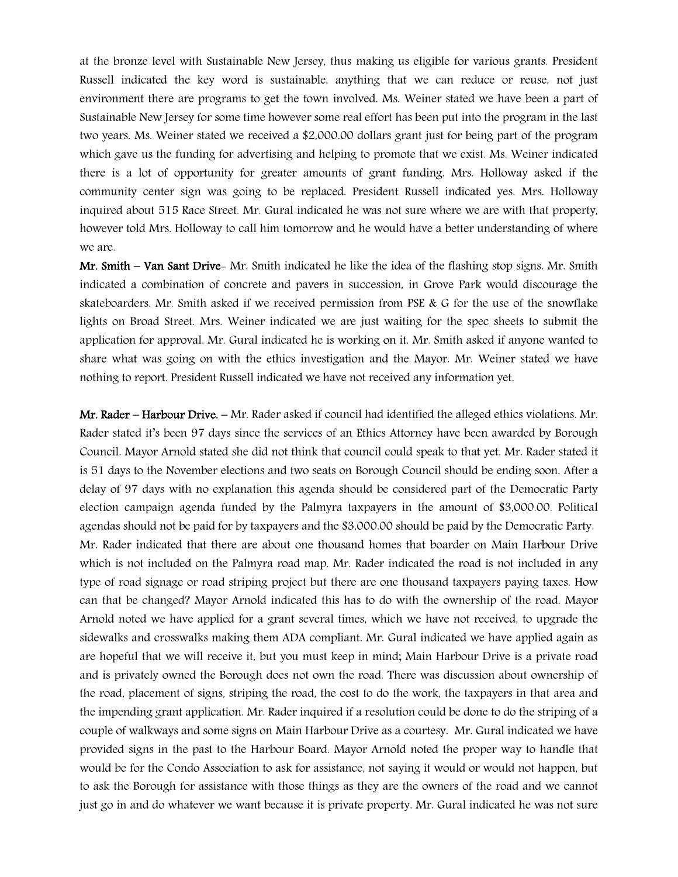at the bronze level with Sustainable New Jersey, thus making us eligible for various grants. President Russell indicated the key word is sustainable, anything that we can reduce or reuse, not just environment there are programs to get the town involved. Ms. Weiner stated we have been a part of Sustainable New Jersey for some time however some real effort has been put into the program in the last two years. Ms. Weiner stated we received a $2,000.00 dollars grant just for being part of the program which gave us the funding for advertising and helping to promote that we exist. Ms. Weiner indicated there is a lot of opportunity for greater amounts of grant funding. Mrs. Holloway asked if the community center sign was going to be replaced. President Russell indicated yes. Mrs. Holloway inquired about 515 Race Street. Mr. Gural indicated he was not sure where we are with that property, however told Mrs. Holloway to call him tomorrow and he would have a better understanding of where we are.

**Mr. Smith – Van Sant Drive**- Mr. Smith indicated he like the idea of the flashing stop signs. Mr. Smith indicated a combination of concrete and pavers in succession, in Grove Park would discourage the skateboarders. Mr. Smith asked if we received permission from PSE & G for the use of the snowflake lights on Broad Street. Mrs. Weiner indicated we are just waiting for the spec sheets to submit the application for approval. Mr. Gural indicated he is working on it. Mr. Smith asked if anyone wanted to share what was going on with the ethics investigation and the Mayor. Mr. Weiner stated we have nothing to report. President Russell indicated we have not received any information yet.

**Mr. Rader – Harbour Drive.** – Mr. Rader asked if council had identified the alleged ethics violations. Mr. Rader stated it's been 97 days since the services of an Ethics Attorney have been awarded by Borough Council. Mayor Arnold stated she did not think that council could speak to that yet. Mr. Rader stated it is 51 days to the November elections and two seats on Borough Council should be ending soon. After a delay of 97 days with no explanation this agenda should be considered part of the Democratic Party election campaign agenda funded by the Palmyra taxpayers in the amount of $3,000.00. Political agendas should not be paid for by taxpayers and the $3,000.00 should be paid by the Democratic Party. Mr. Rader indicated that there are about one thousand homes that boarder on Main Harbour Drive which is not included on the Palmyra road map. Mr. Rader indicated the road is not included in any type of road signage or road striping project but there are one thousand taxpayers paying taxes. How can that be changed? Mayor Arnold indicated this has to do with the ownership of the road. Mayor Arnold noted we have applied for a grant several times, which we have not received, to upgrade the sidewalks and crosswalks making them ADA compliant. Mr. Gural indicated we have applied again as are hopeful that we will receive it, but you must keep in mind; Main Harbour Drive is a private road and is privately owned the Borough does not own the road. There was discussion about ownership of the road, placement of signs, striping the road, the cost to do the work, the taxpayers in that area and the impending grant application. Mr. Rader inquired if a resolution could be done to do the striping of a couple of walkways and some signs on Main Harbour Drive as a courtesy. Mr. Gural indicated we have provided signs in the past to the Harbour Board. Mayor Arnold noted the proper way to handle that would be for the Condo Association to ask for assistance, not saying it would or would not happen, but to ask the Borough for assistance with those things as they are the owners of the road and we cannot just go in and do whatever we want because it is private property. Mr. Gural indicated he was not sure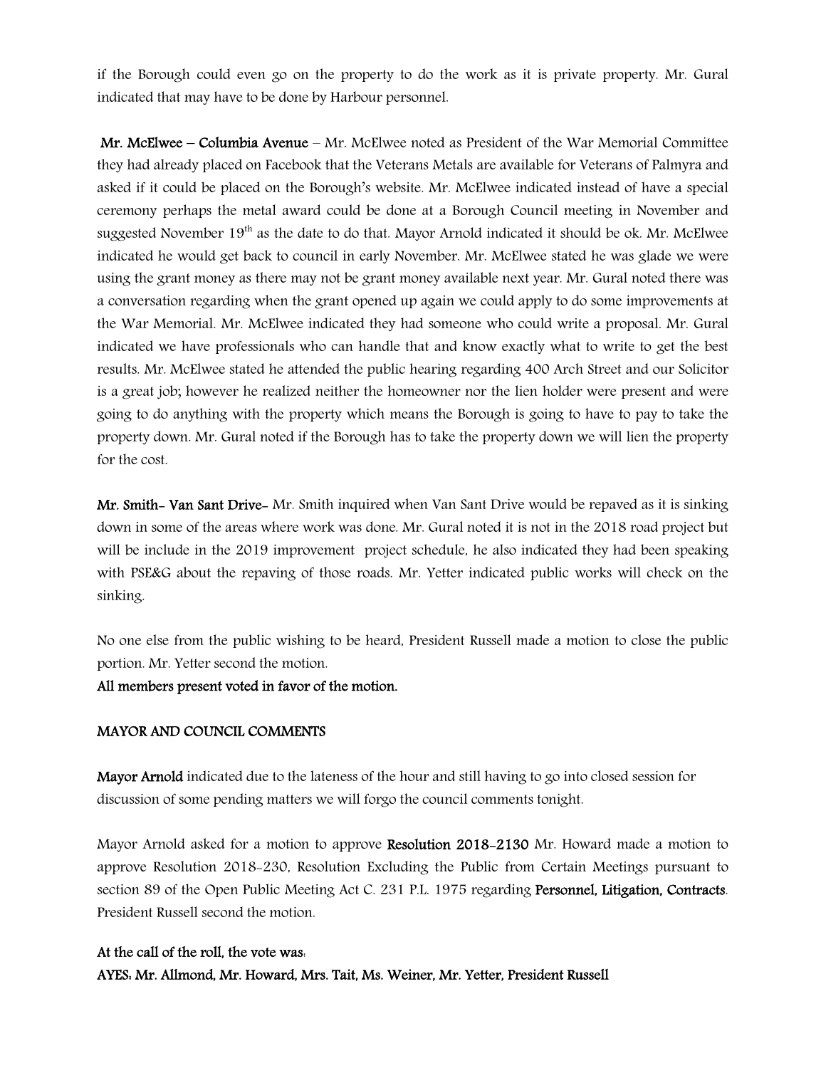if the Borough could even go on the property to do the work as it is private property. Mr. Gural indicated that may have to be done by Harbour personnel.

**Mr. McElwee – Columbia Avenue** – Mr. McElwee noted as President of the War Memorial Committee they had already placed on Facebook that the Veterans Metals are available for Veterans of Palmyra and asked if it could be placed on the Borough's website. Mr. McElwee indicated instead of have a special ceremony perhaps the metal award could be done at a Borough Council meeting in November and suggested November 19th as the date to do that. Mayor Arnold indicated it should be ok. Mr. McElwee indicated he would get back to council in early November. Mr. McElwee stated he was glade we were using the grant money as there may not be grant money available next year. Mr. Gural noted there was a conversation regarding when the grant opened up again we could apply to do some improvements at the War Memorial. Mr. McElwee indicated they had someone who could write a proposal. Mr. Gural indicated we have professionals who can handle that and know exactly what to write to get the best results. Mr. McElwee stated he attended the public hearing regarding 400 Arch Street and our Solicitor is a great job; however he realized neither the homeowner nor the lien holder were present and were going to do anything with the property which means the Borough is going to have to pay to take the property down. Mr. Gural noted if the Borough has to take the property down we will lien the property for the cost.

**Mr. Smith- Van Sant Drive-** Mr. Smith inquired when Van Sant Drive would be repaved as it is sinking down in some of the areas where work was done. Mr. Gural noted it is not in the 2018 road project but will be include in the 2019 improvement project schedule, he also indicated they had been speaking with PSE&G about the repaving of those roads. Mr. Yetter indicated public works will check on the sinking.

No one else from the public wishing to be heard, President Russell made a motion to close the public portion. Mr. Yetter second the motion.

**All members present voted in favor of the motion.**

**MAYOR AND COUNCIL COMMENTS**

**Mayor Arnold** indicated due to the lateness of the hour and still having to go into closed session for discussion of some pending matters we will forgo the council comments tonight.

Mayor Arnold asked for a motion to approve **Resolution 2018-2130** Mr. Howard made a motion to approve Resolution 2018-230, Resolution Excluding the Public from Certain Meetings pursuant to section 89 of the Open Public Meeting Act C. 231 P.L. 1975 regarding **Personnel, Litigation, Contracts**. President Russell second the motion.

**At the call of the roll, the vote was:**

**AYES: Mr. Allmond, Mr. Howard, Mrs. Tait, Ms. Weiner, Mr. Yetter, President Russell**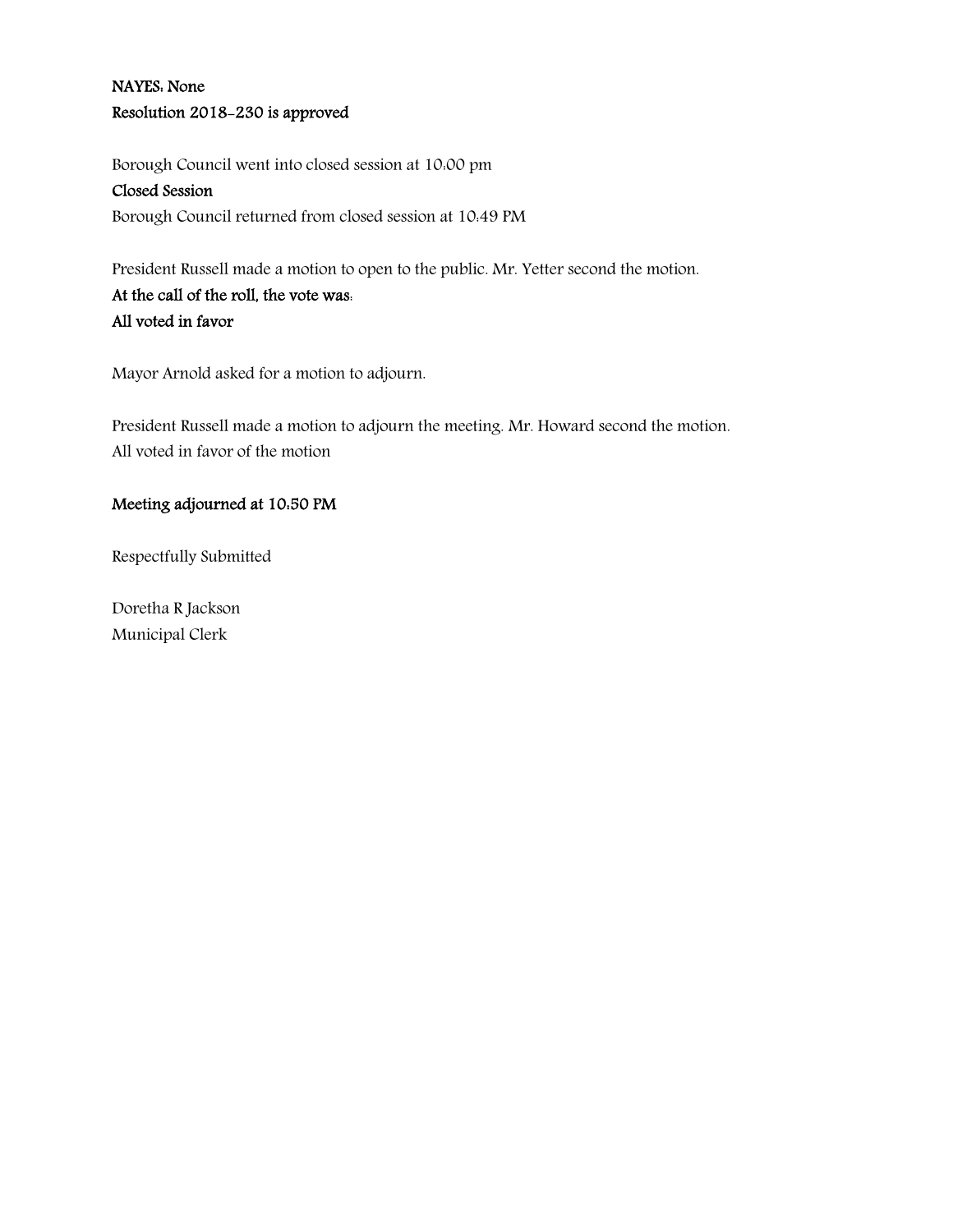**NAYES: None**
**Resolution 2018-230 is approved**

Borough Council went into closed session at 10:00 pm
**Closed Session**
Borough Council returned from closed session at 10:49 PM

President Russell made a motion to open to the public. Mr. Yetter second the motion.
**At the call of the roll, the vote was:**
**All voted in favor**

Mayor Arnold asked for a motion to adjourn.

President Russell made a motion to adjourn the meeting. Mr. Howard second the motion.
All voted in favor of the motion

**Meeting adjourned at 10:50 PM**

Respectfully Submitted

Doretha R Jackson
Municipal Clerk